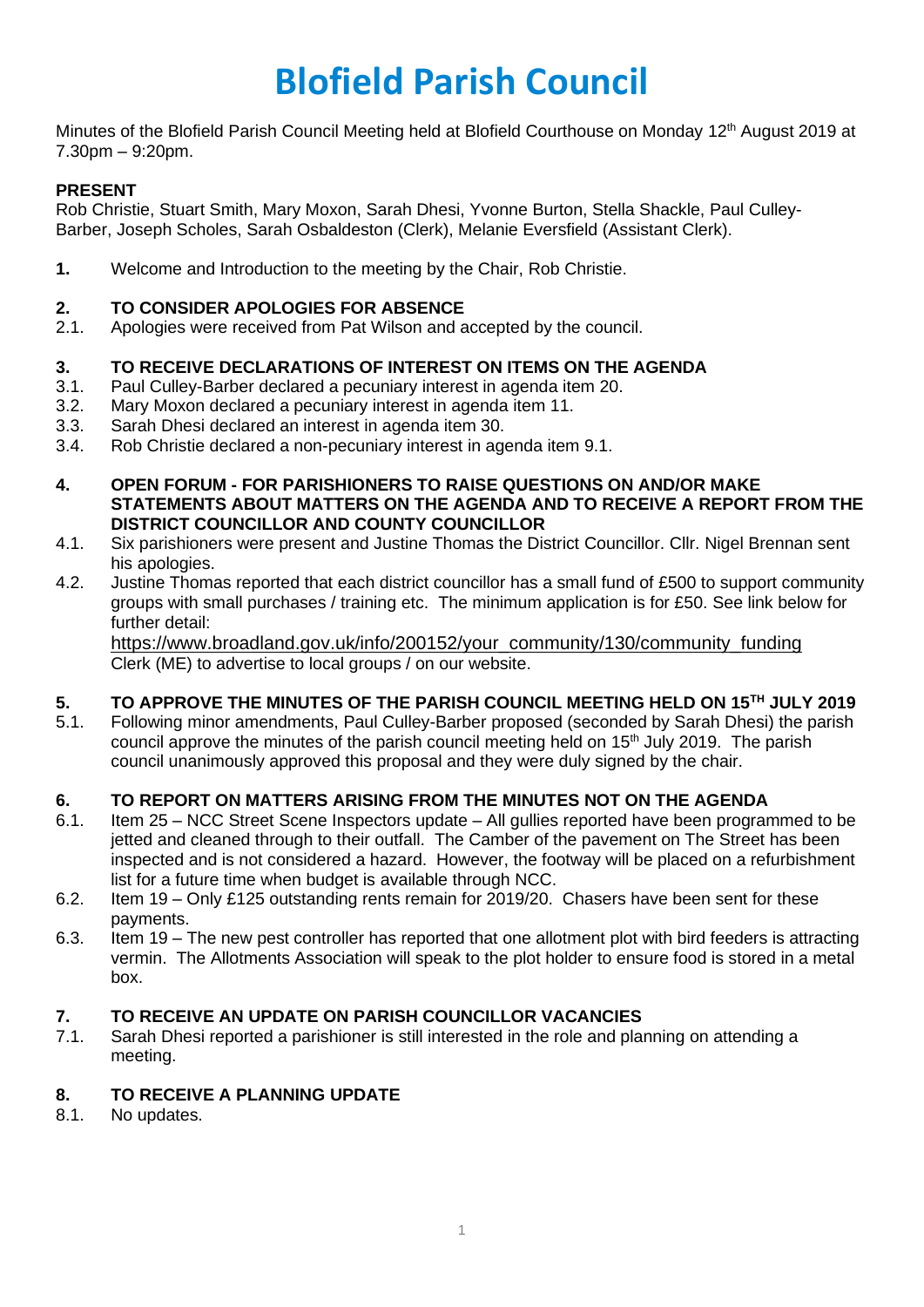# Blofield Parish Council

Minutes of the Blofield Parish Council Meeting held at Blofield Courthouse on Monday 12th August 2019 at 7.30pm – 9:20pm.

**PRESENT**

Rob Christie, Stuart Smith, Mary Moxon, Sarah Dhesi, Yvonne Burton, Stella Shackle, Paul Culley-Barber, Joseph Scholes, Sarah Osbaldeston (Clerk), Melanie Eversfield (Assistant Clerk).

**1.** Welcome and Introduction to the meeting by the Chair, Rob Christie.

**2. TO CONSIDER APOLOGIES FOR ABSENCE**

2.1. Apologies were received from Pat Wilson and accepted by the council.

**3. TO RECEIVE DECLARATIONS OF INTEREST ON ITEMS ON THE AGENDA**

3.1. Paul Culley-Barber declared a pecuniary interest in agenda item 20.
3.2. Mary Moxon declared a pecuniary interest in agenda item 11.
3.3. Sarah Dhesi declared an interest in agenda item 30.
3.4. Rob Christie declared a non-pecuniary interest in agenda item 9.1.

**4. OPEN FORUM - FOR PARISHIONERS TO RAISE QUESTIONS ON AND/OR MAKE STATEMENTS ABOUT MATTERS ON THE AGENDA AND TO RECEIVE A REPORT FROM THE DISTRICT COUNCILLOR AND COUNTY COUNCILLOR**

4.1. Six parishioners were present and Justine Thomas the District Councillor. Cllr. Nigel Brennan sent his apologies.
4.2. Justine Thomas reported that each district councillor has a small fund of £500 to support community groups with small purchases / training etc. The minimum application is for £50. See link below for further detail:
https://www.broadland.gov.uk/info/200152/your_community/130/community_funding
Clerk (ME) to advertise to local groups / on our website.

**5. TO APPROVE THE MINUTES OF THE PARISH COUNCIL MEETING HELD ON 15TH JULY 2019**

5.1. Following minor amendments, Paul Culley-Barber proposed (seconded by Sarah Dhesi) the parish council approve the minutes of the parish council meeting held on 15th July 2019. The parish council unanimously approved this proposal and they were duly signed by the chair.

**6. TO REPORT ON MATTERS ARISING FROM THE MINUTES NOT ON THE AGENDA**

6.1. Item 25 – NCC Street Scene Inspectors update – All gullies reported have been programmed to be jetted and cleaned through to their outfall. The Camber of the pavement on The Street has been inspected and is not considered a hazard. However, the footway will be placed on a refurbishment list for a future time when budget is available through NCC.
6.2. Item 19 – Only £125 outstanding rents remain for 2019/20. Chasers have been sent for these payments.
6.3. Item 19 – The new pest controller has reported that one allotment plot with bird feeders is attracting vermin. The Allotments Association will speak to the plot holder to ensure food is stored in a metal box.

**7. TO RECEIVE AN UPDATE ON PARISH COUNCILLOR VACANCIES**

7.1. Sarah Dhesi reported a parishioner is still interested in the role and planning on attending a meeting.

**8. TO RECEIVE A PLANNING UPDATE**

8.1. No updates.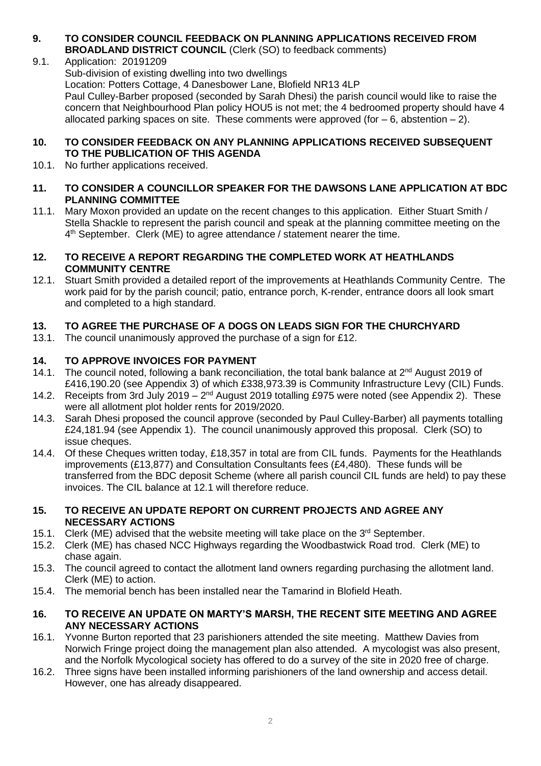**9. TO CONSIDER COUNCIL FEEDBACK ON PLANNING APPLICATIONS RECEIVED FROM BROADLAND DISTRICT COUNCIL** (Clerk (SO) to feedback comments)

9.1. Application: 20191209
Sub-division of existing dwelling into two dwellings
Location: Potters Cottage, 4 Danesbower Lane, Blofield NR13 4LP
Paul Culley-Barber proposed (seconded by Sarah Dhesi) the parish council would like to raise the concern that Neighbourhood Plan policy HOU5 is not met; the 4 bedroomed property should have 4 allocated parking spaces on site. These comments were approved (for – 6, abstention – 2).

**10. TO CONSIDER FEEDBACK ON ANY PLANNING APPLICATIONS RECEIVED SUBSEQUENT TO THE PUBLICATION OF THIS AGENDA**

10.1. No further applications received.

**11. TO CONSIDER A COUNCILLOR SPEAKER FOR THE DAWSONS LANE APPLICATION AT BDC PLANNING COMMITTEE**

11.1. Mary Moxon provided an update on the recent changes to this application. Either Stuart Smith / Stella Shackle to represent the parish council and speak at the planning committee meeting on the 4th September. Clerk (ME) to agree attendance / statement nearer the time.

**12. TO RECEIVE A REPORT REGARDING THE COMPLETED WORK AT HEATHLANDS COMMUNITY CENTRE**

12.1. Stuart Smith provided a detailed report of the improvements at Heathlands Community Centre. The work paid for by the parish council; patio, entrance porch, K-render, entrance doors all look smart and completed to a high standard.

**13. TO AGREE THE PURCHASE OF A DOGS ON LEADS SIGN FOR THE CHURCHYARD**

13.1. The council unanimously approved the purchase of a sign for £12.

**14. TO APPROVE INVOICES FOR PAYMENT**

14.1. The council noted, following a bank reconciliation, the total bank balance at 2nd August 2019 of £416,190.20 (see Appendix 3) of which £338,973.39 is Community Infrastructure Levy (CIL) Funds.

14.2. Receipts from 3rd July 2019 – 2nd August 2019 totalling £975 were noted (see Appendix 2). These were all allotment plot holder rents for 2019/2020.

14.3. Sarah Dhesi proposed the council approve (seconded by Paul Culley-Barber) all payments totalling £24,181.94 (see Appendix 1). The council unanimously approved this proposal. Clerk (SO) to issue cheques.

14.4. Of these Cheques written today, £18,357 in total are from CIL funds. Payments for the Heathlands improvements (£13,877) and Consultation Consultants fees (£4,480). These funds will be transferred from the BDC deposit Scheme (where all parish council CIL funds are held) to pay these invoices. The CIL balance at 12.1 will therefore reduce.

**15. TO RECEIVE AN UPDATE REPORT ON CURRENT PROJECTS AND AGREE ANY NECESSARY ACTIONS**

15.1. Clerk (ME) advised that the website meeting will take place on the 3rd September.

15.2. Clerk (ME) has chased NCC Highways regarding the Woodbastwick Road trod. Clerk (ME) to chase again.

15.3. The council agreed to contact the allotment land owners regarding purchasing the allotment land. Clerk (ME) to action.

15.4. The memorial bench has been installed near the Tamarind in Blofield Heath.

**16. TO RECEIVE AN UPDATE ON MARTY'S MARSH, THE RECENT SITE MEETING AND AGREE ANY NECESSARY ACTIONS**

16.1. Yvonne Burton reported that 23 parishioners attended the site meeting. Matthew Davies from Norwich Fringe project doing the management plan also attended. A mycologist was also present, and the Norfolk Mycological society has offered to do a survey of the site in 2020 free of charge.

16.2. Three signs have been installed informing parishioners of the land ownership and access detail. However, one has already disappeared.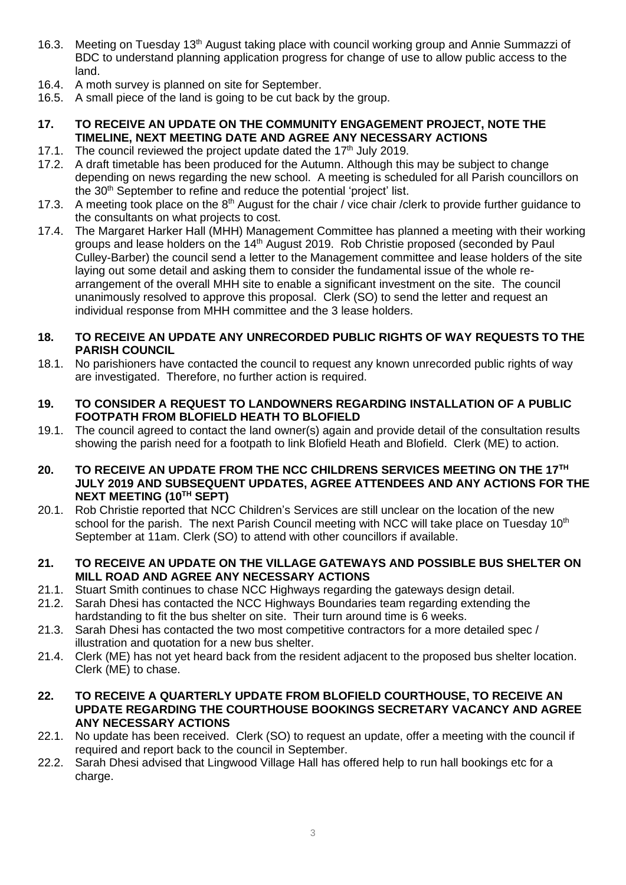16.3. Meeting on Tuesday 13th August taking place with council working group and Annie Summazzi of BDC to understand planning application progress for change of use to allow public access to the land.

16.4. A moth survey is planned on site for September.

16.5. A small piece of the land is going to be cut back by the group.

### 17. TO RECEIVE AN UPDATE ON THE COMMUNITY ENGAGEMENT PROJECT, NOTE THE TIMELINE, NEXT MEETING DATE AND AGREE ANY NECESSARY ACTIONS

17.1. The council reviewed the project update dated the 17th July 2019.

17.2. A draft timetable has been produced for the Autumn. Although this may be subject to change depending on news regarding the new school. A meeting is scheduled for all Parish councillors on the 30th September to refine and reduce the potential 'project' list.

17.3. A meeting took place on the 8th August for the chair / vice chair /clerk to provide further guidance to the consultants on what projects to cost.

17.4. The Margaret Harker Hall (MHH) Management Committee has planned a meeting with their working groups and lease holders on the 14th August 2019. Rob Christie proposed (seconded by Paul Culley-Barber) the council send a letter to the Management committee and lease holders of the site laying out some detail and asking them to consider the fundamental issue of the whole re-arrangement of the overall MHH site to enable a significant investment on the site. The council unanimously resolved to approve this proposal. Clerk (SO) to send the letter and request an individual response from MHH committee and the 3 lease holders.

### 18. TO RECEIVE AN UPDATE ANY UNRECORDED PUBLIC RIGHTS OF WAY REQUESTS TO THE PARISH COUNCIL

18.1. No parishioners have contacted the council to request any known unrecorded public rights of way are investigated. Therefore, no further action is required.

### 19. TO CONSIDER A REQUEST TO LANDOWNERS REGARDING INSTALLATION OF A PUBLIC FOOTPATH FROM BLOFIELD HEATH TO BLOFIELD

19.1. The council agreed to contact the land owner(s) again and provide detail of the consultation results showing the parish need for a footpath to link Blofield Heath and Blofield. Clerk (ME) to action.

### 20. TO RECEIVE AN UPDATE FROM THE NCC CHILDRENS SERVICES MEETING ON THE 17TH JULY 2019 AND SUBSEQUENT UPDATES, AGREE ATTENDEES AND ANY ACTIONS FOR THE NEXT MEETING (10TH SEPT)

20.1. Rob Christie reported that NCC Children's Services are still unclear on the location of the new school for the parish. The next Parish Council meeting with NCC will take place on Tuesday 10th September at 11am. Clerk (SO) to attend with other councillors if available.

### 21. TO RECEIVE AN UPDATE ON THE VILLAGE GATEWAYS AND POSSIBLE BUS SHELTER ON MILL ROAD AND AGREE ANY NECESSARY ACTIONS

21.1. Stuart Smith continues to chase NCC Highways regarding the gateways design detail.

21.2. Sarah Dhesi has contacted the NCC Highways Boundaries team regarding extending the hardstanding to fit the bus shelter on site. Their turn around time is 6 weeks.

21.3. Sarah Dhesi has contacted the two most competitive contractors for a more detailed spec / illustration and quotation for a new bus shelter.

21.4. Clerk (ME) has not yet heard back from the resident adjacent to the proposed bus shelter location. Clerk (ME) to chase.

### 22. TO RECEIVE A QUARTERLY UPDATE FROM BLOFIELD COURTHOUSE, TO RECEIVE AN UPDATE REGARDING THE COURTHOUSE BOOKINGS SECRETARY VACANCY AND AGREE ANY NECESSARY ACTIONS

22.1. No update has been received. Clerk (SO) to request an update, offer a meeting with the council if required and report back to the council in September.

22.2. Sarah Dhesi advised that Lingwood Village Hall has offered help to run hall bookings etc for a charge.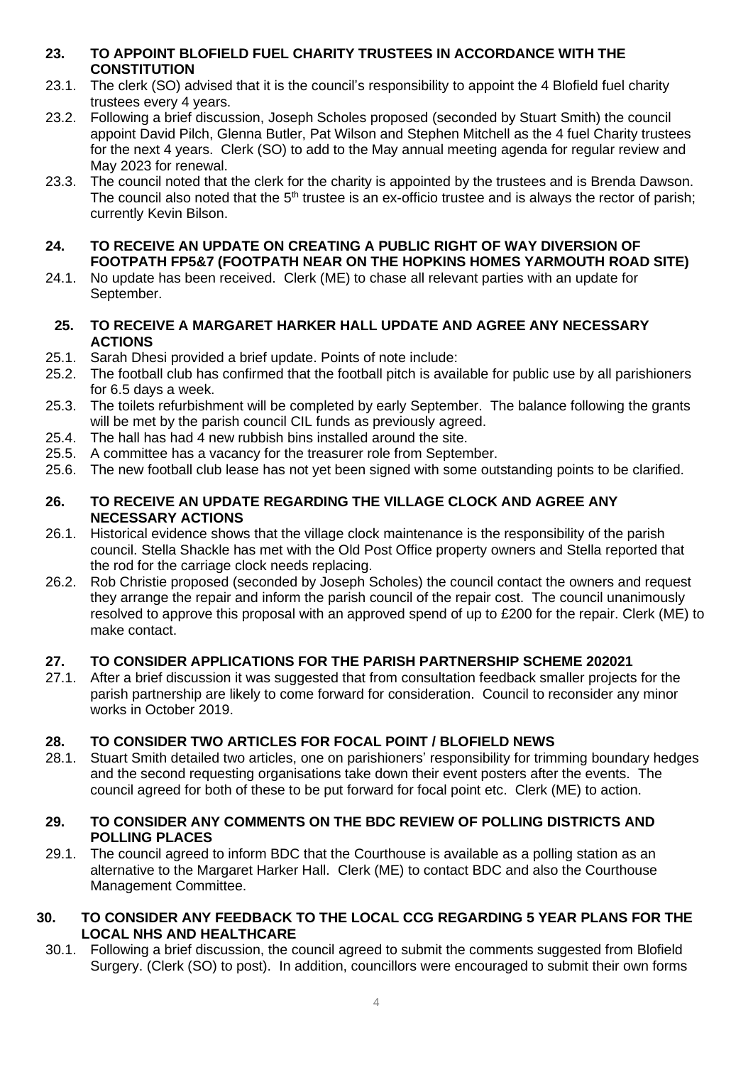**23. TO APPOINT BLOFIELD FUEL CHARITY TRUSTEES IN ACCORDANCE WITH THE CONSTITUTION**

23.1. The clerk (SO) advised that it is the council's responsibility to appoint the 4 Blofield fuel charity trustees every 4 years.

23.2. Following a brief discussion, Joseph Scholes proposed (seconded by Stuart Smith) the council appoint David Pilch, Glenna Butler, Pat Wilson and Stephen Mitchell as the 4 fuel Charity trustees for the next 4 years. Clerk (SO) to add to the May annual meeting agenda for regular review and May 2023 for renewal.

23.3. The council noted that the clerk for the charity is appointed by the trustees and is Brenda Dawson. The council also noted that the 5th trustee is an ex-officio trustee and is always the rector of parish; currently Kevin Bilson.

**24. TO RECEIVE AN UPDATE ON CREATING A PUBLIC RIGHT OF WAY DIVERSION OF FOOTPATH FP5&7 (FOOTPATH NEAR ON THE HOPKINS HOMES YARMOUTH ROAD SITE)**

24.1. No update has been received. Clerk (ME) to chase all relevant parties with an update for September.

**25. TO RECEIVE A MARGARET HARKER HALL UPDATE AND AGREE ANY NECESSARY ACTIONS**

25.1. Sarah Dhesi provided a brief update. Points of note include:

25.2. The football club has confirmed that the football pitch is available for public use by all parishioners for 6.5 days a week.

25.3. The toilets refurbishment will be completed by early September. The balance following the grants will be met by the parish council CIL funds as previously agreed.

25.4. The hall has had 4 new rubbish bins installed around the site.

25.5. A committee has a vacancy for the treasurer role from September.

25.6. The new football club lease has not yet been signed with some outstanding points to be clarified.

**26. TO RECEIVE AN UPDATE REGARDING THE VILLAGE CLOCK AND AGREE ANY NECESSARY ACTIONS**

26.1. Historical evidence shows that the village clock maintenance is the responsibility of the parish council. Stella Shackle has met with the Old Post Office property owners and Stella reported that the rod for the carriage clock needs replacing.

26.2. Rob Christie proposed (seconded by Joseph Scholes) the council contact the owners and request they arrange the repair and inform the parish council of the repair cost. The council unanimously resolved to approve this proposal with an approved spend of up to £200 for the repair. Clerk (ME) to make contact.

**27. TO CONSIDER APPLICATIONS FOR THE PARISH PARTNERSHIP SCHEME 202021**

27.1. After a brief discussion it was suggested that from consultation feedback smaller projects for the parish partnership are likely to come forward for consideration. Council to reconsider any minor works in October 2019.

**28. TO CONSIDER TWO ARTICLES FOR FOCAL POINT / BLOFIELD NEWS**

28.1. Stuart Smith detailed two articles, one on parishioners' responsibility for trimming boundary hedges and the second requesting organisations take down their event posters after the events. The council agreed for both of these to be put forward for focal point etc. Clerk (ME) to action.

**29. TO CONSIDER ANY COMMENTS ON THE BDC REVIEW OF POLLING DISTRICTS AND POLLING PLACES**

29.1. The council agreed to inform BDC that the Courthouse is available as a polling station as an alternative to the Margaret Harker Hall. Clerk (ME) to contact BDC and also the Courthouse Management Committee.

**30. TO CONSIDER ANY FEEDBACK TO THE LOCAL CCG REGARDING 5 YEAR PLANS FOR THE LOCAL NHS AND HEALTHCARE**

30.1. Following a brief discussion, the council agreed to submit the comments suggested from Blofield Surgery. (Clerk (SO) to post). In addition, councillors were encouraged to submit their own forms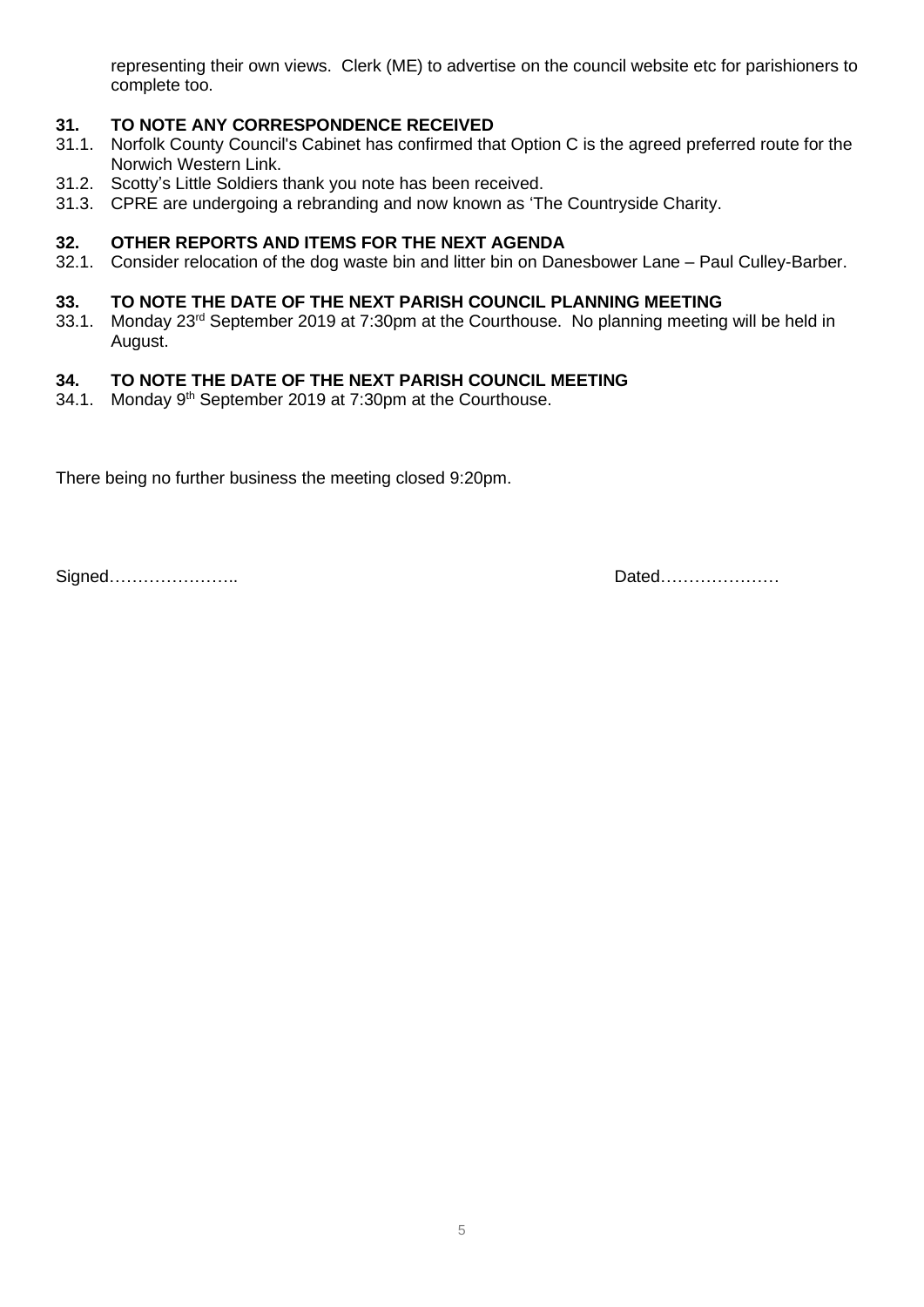representing their own views. Clerk (ME) to advertise on the council website etc for parishioners to complete too.

## 31. TO NOTE ANY CORRESPONDENCE RECEIVED

31.1. Norfolk County Council's Cabinet has confirmed that Option C is the agreed preferred route for the Norwich Western Link.

31.2. Scotty's Little Soldiers thank you note has been received.

31.3. CPRE are undergoing a rebranding and now known as 'The Countryside Charity.

## 32. OTHER REPORTS AND ITEMS FOR THE NEXT AGENDA

32.1. Consider relocation of the dog waste bin and litter bin on Danesbower Lane – Paul Culley-Barber.

## 33. TO NOTE THE DATE OF THE NEXT PARISH COUNCIL PLANNING MEETING

33.1. Monday 23rd September 2019 at 7:30pm at the Courthouse. No planning meeting will be held in August.

## 34. TO NOTE THE DATE OF THE NEXT PARISH COUNCIL MEETING

34.1. Monday 9th September 2019 at 7:30pm at the Courthouse.

There being no further business the meeting closed 9:20pm.

Signed………………….. Dated…………………